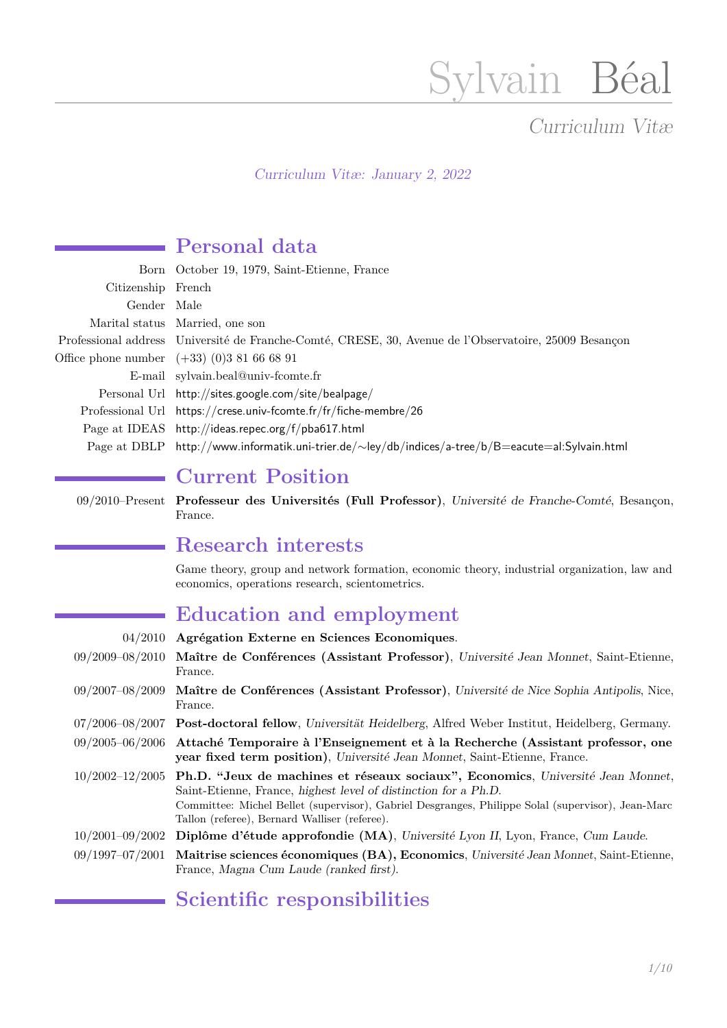# Sylvain Béal

*Curriculum Vitæ*

*Curriculum Vitæ: January 2, 2022*

## Personal data

| | |
|---|---|
| Born | October 19, 1979, Saint-Etienne, France |
| Citizenship | French |
| Gender | Male |
| Marital status | Married, one son |
| Professional address | Université de Franche-Comté, CRESE, 30, Avenue de l'Observatoire, 25009 Besançon |
| Office phone number | (+33) (0)3 81 66 68 91 |
| E-mail | sylvain.beal@univ-fcomte.fr |
| Personal Url | http://sites.google.com/site/bealpage/ |
| Professional Url | https://crese.univ-fcomte.fr/fr/fiche-membre/26 |
| Page at IDEAS | http://ideas.repec.org/f/pba617.html |
| Page at DBLP | http://www.informatik.uni-trier.de/~ley/db/indices/a-tree/b/B=eacute=al:Sylvain.html |

## Current Position

09/2010–Present **Professeur des Universités (Full Professor)**, *Université de Franche-Comté*, Besançon, France.

## Research interests

Game theory, group and network formation, economic theory, industrial organization, law and economics, operations research, scientometrics.

## Education and employment

- 04/2010 **Agrégation Externe en Sciences Economiques**.
- 09/2009–08/2010 **Maître de Conférences (Assistant Professor)**, *Université Jean Monnet*, Saint-Etienne, France.
- 09/2007–08/2009 **Maître de Conférences (Assistant Professor)**, *Université de Nice Sophia Antipolis*, Nice, France.
- 07/2006–08/2007 **Post-doctoral fellow**, *Universität Heidelberg*, Alfred Weber Institut, Heidelberg, Germany.
- 09/2005–06/2006 **Attaché Temporaire à l'Enseignement et à la Recherche (Assistant professor, one year fixed term position)**, *Université Jean Monnet*, Saint-Etienne, France.
- 10/2002–12/2005 **Ph.D. "Jeux de machines et réseaux sociaux", Economics**, *Université Jean Monnet*, Saint-Etienne, France, *highest level of distinction for a Ph.D.*
  Committee: Michel Bellet (supervisor), Gabriel Desgranges, Philippe Solal (supervisor), Jean-Marc Tallon (referee), Bernard Walliser (referee).
- 10/2001–09/2002 **Diplôme d'étude approfondie (MA)**, *Université Lyon II*, Lyon, France, *Cum Laude*.
- 09/1997–07/2001 **Maitrise sciences économiques (BA), Economics**, *Université Jean Monnet*, Saint-Etienne, France, *Magna Cum Laude (ranked first)*.

## Scientific responsibilities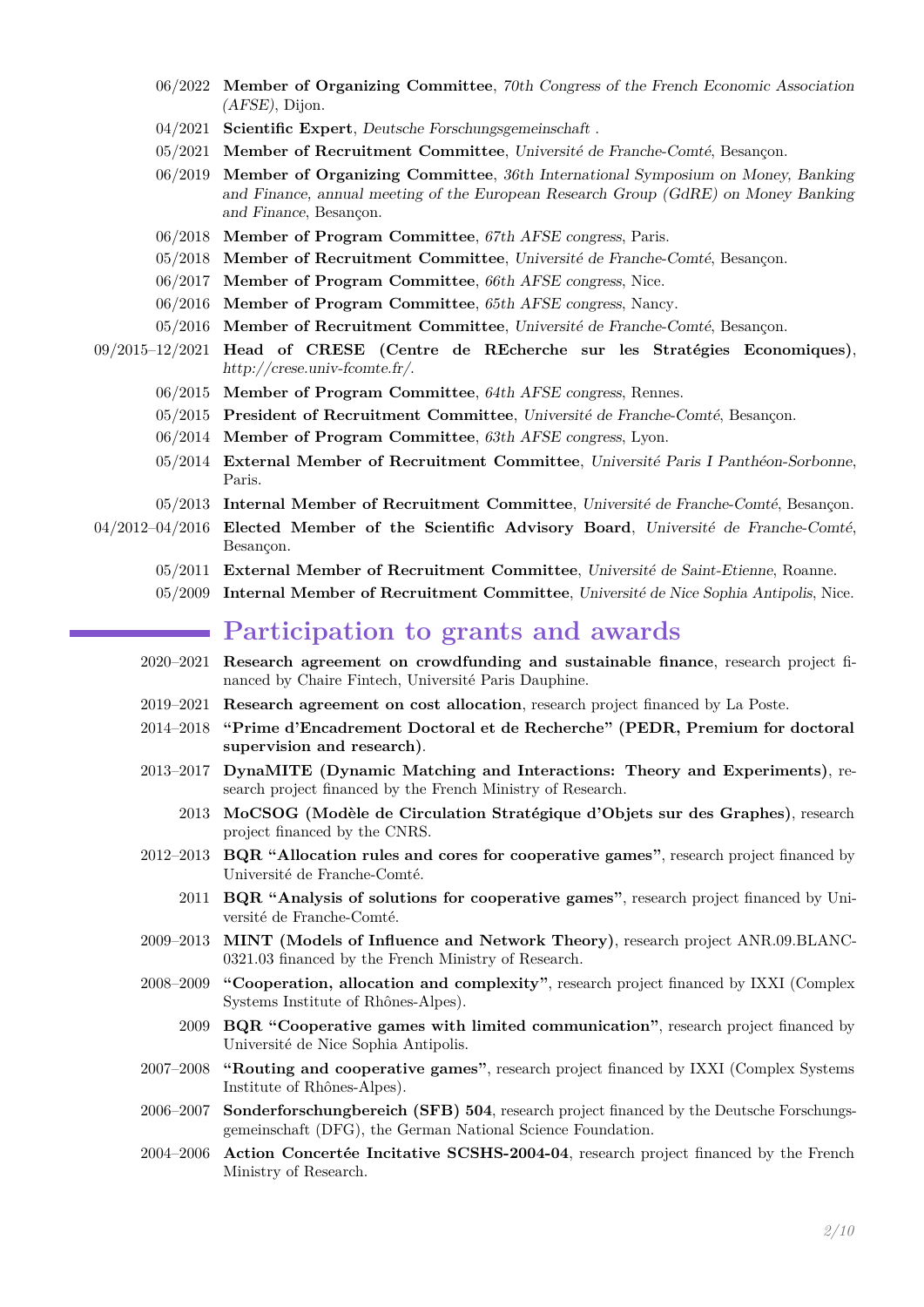- 06/2022 **Member of Organizing Committee**, *70th Congress of the French Economic Association (AFSE)*, Dijon.
- 04/2021 **Scientific Expert**, *Deutsche Forschungsgemeinschaft* .
- 05/2021 **Member of Recruitment Committee**, *Université de Franche-Comté*, Besançon.
- 06/2019 **Member of Organizing Committee**, *36th International Symposium on Money, Banking and Finance, annual meeting of the European Research Group (GdRE) on Money Banking and Finance*, Besançon.
- 06/2018 **Member of Program Committee**, *67th AFSE congress*, Paris.
- 05/2018 **Member of Recruitment Committee**, *Université de Franche-Comté*, Besançon.
- 06/2017 **Member of Program Committee**, *66th AFSE congress*, Nice.
- 06/2016 **Member of Program Committee**, *65th AFSE congress*, Nancy.
- 05/2016 **Member of Recruitment Committee**, *Université de Franche-Comté*, Besançon.
- 09/2015–12/2021 **Head of CRESE (Centre de REcherche sur les Stratégies Economiques)**, *http://crese.univ-fcomte.fr/*.
- 06/2015 **Member of Program Committee**, *64th AFSE congress*, Rennes.
- 05/2015 **President of Recruitment Committee**, *Université de Franche-Comté*, Besançon.
- 06/2014 **Member of Program Committee**, *63th AFSE congress*, Lyon.
- 05/2014 **External Member of Recruitment Committee**, *Université Paris I Panthéon-Sorbonne*, Paris.
- 05/2013 **Internal Member of Recruitment Committee**, *Université de Franche-Comté*, Besançon.
- 04/2012–04/2016 **Elected Member of the Scientific Advisory Board**, *Université de Franche-Comté*, Besançon.
- 05/2011 **External Member of Recruitment Committee**, *Université de Saint-Etienne*, Roanne.
- 05/2009 **Internal Member of Recruitment Committee**, *Université de Nice Sophia Antipolis*, Nice.

## Participation to grants and awards

- 2020–2021 **Research agreement on crowdfunding and sustainable finance**, research project financed by Chaire Fintech, Université Paris Dauphine.
- 2019–2021 **Research agreement on cost allocation**, research project financed by La Poste.
- 2014–2018 **"Prime d'Encadrement Doctoral et de Recherche" (PEDR, Premium for doctoral supervision and research)**.
- 2013–2017 **DynaMITE (Dynamic Matching and Interactions: Theory and Experiments)**, research project financed by the French Ministry of Research.
- 2013 **MoCSOG (Modèle de Circulation Stratégique d'Objets sur des Graphes)**, research project financed by the CNRS.
- 2012–2013 **BQR "Allocation rules and cores for cooperative games"**, research project financed by Université de Franche-Comté.
- 2011 **BQR "Analysis of solutions for cooperative games"**, research project financed by Université de Franche-Comté.
- 2009–2013 **MINT (Models of Influence and Network Theory)**, research project ANR.09.BLANC-0321.03 financed by the French Ministry of Research.
- 2008–2009 **"Cooperation, allocation and complexity"**, research project financed by IXXI (Complex Systems Institute of Rhônes-Alpes).
- 2009 **BQR "Cooperative games with limited communication"**, research project financed by Université de Nice Sophia Antipolis.
- 2007–2008 **"Routing and cooperative games"**, research project financed by IXXI (Complex Systems Institute of Rhônes-Alpes).
- 2006–2007 **Sonderforschungbereich (SFB) 504**, research project financed by the Deutsche Forschungsgemeinschaft (DFG), the German National Science Foundation.
- 2004–2006 **Action Concertée Incitative SCSHS-2004-04**, research project financed by the French Ministry of Research.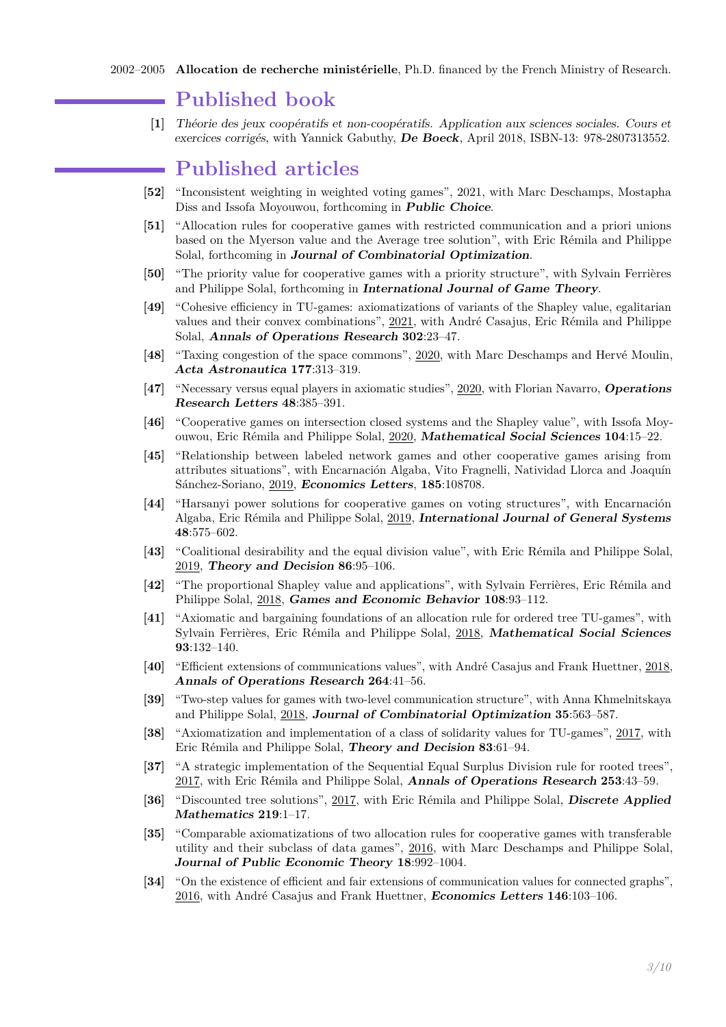2002–2005 **Allocation de recherche ministérielle**, Ph.D. financed by the French Ministry of Research.

## Published book

**[1]** *Théorie des jeux coopératifs et non-coopératifs. Application aux sciences sociales. Cours et exercices corrigés*, with Yannick Gabuthy, ***De Boeck***, April 2018, ISBN-13: 978-2807313552.

## Published articles

**[52]** "Inconsistent weighting in weighted voting games", 2021, with Marc Deschamps, Mostapha Diss and Issofa Moyouwou, forthcoming in ***Public Choice***.

**[51]** "Allocation rules for cooperative games with restricted communication and a priori unions based on the Myerson value and the Average tree solution", with Eric Rémila and Philippe Solal, forthcoming in ***Journal of Combinatorial Optimization***.

**[50]** "The priority value for cooperative games with a priority structure", with Sylvain Ferrières and Philippe Solal, forthcoming in ***International Journal of Game Theory***.

**[49]** "Cohesive efficiency in TU-games: axiomatizations of variants of the Shapley value, egalitarian values and their convex combinations", 2021, with André Casajus, Eric Rémila and Philippe Solal, ***Annals of Operations Research* 302**:23–47.

**[48]** "Taxing congestion of the space commons", 2020, with Marc Deschamps and Hervé Moulin, ***Acta Astronautica* 177**:313–319.

**[47]** "Necessary versus equal players in axiomatic studies", 2020, with Florian Navarro, ***Operations Research Letters* 48**:385–391.

**[46]** "Cooperative games on intersection closed systems and the Shapley value", with Issofa Moyouwou, Eric Rémila and Philippe Solal, 2020, ***Mathematical Social Sciences* 104**:15–22.

**[45]** "Relationship between labeled network games and other cooperative games arising from attributes situations", with Encarnación Algaba, Vito Fragnelli, Natividad Llorca and Joaquín Sánchez-Soriano, 2019, ***Economics Letters***, **185**:108708.

**[44]** "Harsanyi power solutions for cooperative games on voting structures", with Encarnación Algaba, Eric Rémila and Philippe Solal, 2019, ***International Journal of General Systems* 48**:575–602.

**[43]** "Coalitional desirability and the equal division value", with Eric Rémila and Philippe Solal, 2019, ***Theory and Decision* 86**:95–106.

**[42]** "The proportional Shapley value and applications", with Sylvain Ferrières, Eric Rémila and Philippe Solal, 2018, ***Games and Economic Behavior* 108**:93–112.

**[41]** "Axiomatic and bargaining foundations of an allocation rule for ordered tree TU-games", with Sylvain Ferrières, Eric Rémila and Philippe Solal, 2018, ***Mathematical Social Sciences* 93**:132–140.

**[40]** "Efficient extensions of communications values", with André Casajus and Frank Huettner, 2018, ***Annals of Operations Research* 264**:41–56.

**[39]** "Two-step values for games with two-level communication structure", with Anna Khmelnitskaya and Philippe Solal, 2018, ***Journal of Combinatorial Optimization* 35**:563–587.

**[38]** "Axiomatization and implementation of a class of solidarity values for TU-games", 2017, with Eric Rémila and Philippe Solal, ***Theory and Decision* 83**:61–94.

**[37]** "A strategic implementation of the Sequential Equal Surplus Division rule for rooted trees", 2017, with Eric Rémila and Philippe Solal, ***Annals of Operations Research* 253**:43–59.

**[36]** "Discounted tree solutions", 2017, with Eric Rémila and Philippe Solal, ***Discrete Applied Mathematics* 219**:1–17.

**[35]** "Comparable axiomatizations of two allocation rules for cooperative games with transferable utility and their subclass of data games", 2016, with Marc Deschamps and Philippe Solal, ***Journal of Public Economic Theory* 18**:992–1004.

**[34]** "On the existence of efficient and fair extensions of communication values for connected graphs", 2016, with André Casajus and Frank Huettner, ***Economics Letters* 146**:103–106.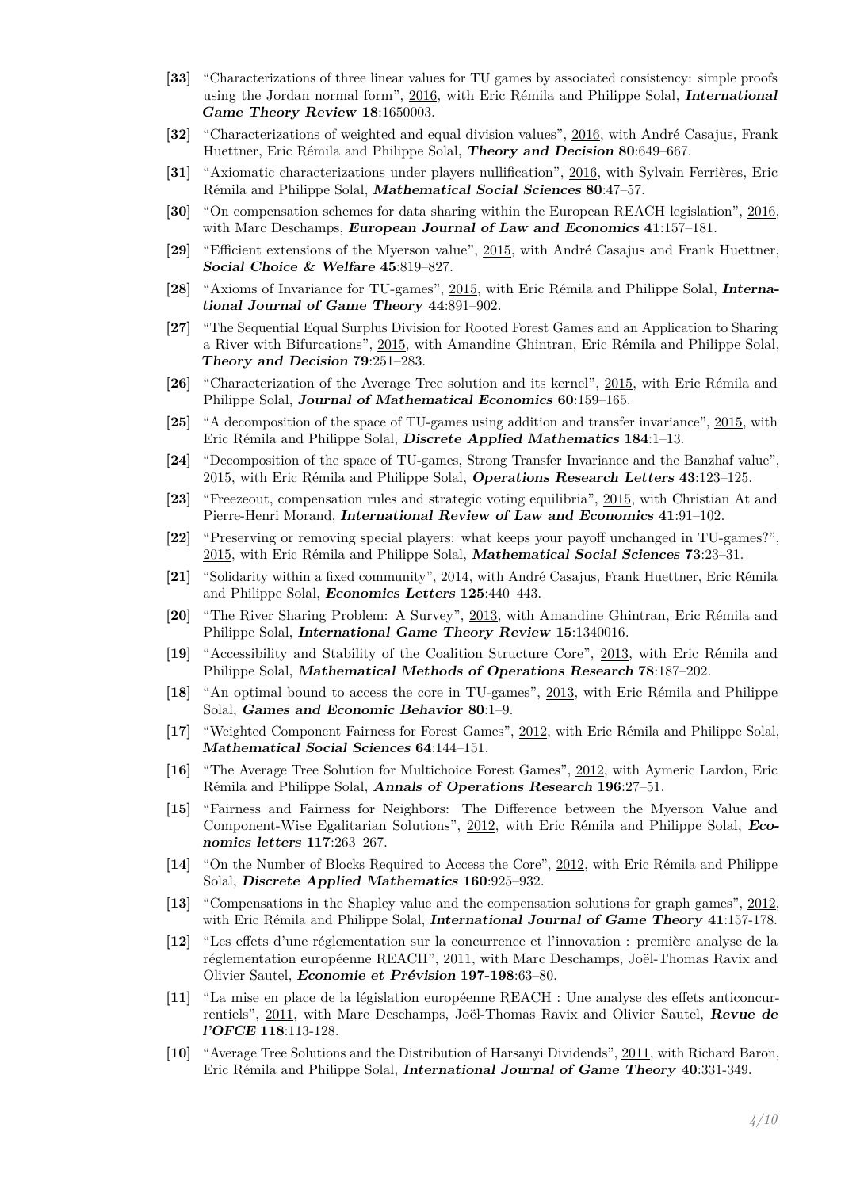**[33]** "Characterizations of three linear values for TU games by associated consistency: simple proofs using the Jordan normal form", 2016, with Eric Rémila and Philippe Solal, ***International Game Theory Review* 18**:1650003.

**[32]** "Characterizations of weighted and equal division values", 2016, with André Casajus, Frank Huettner, Eric Rémila and Philippe Solal, ***Theory and Decision* 80**:649–667.

**[31]** "Axiomatic characterizations under players nullification", 2016, with Sylvain Ferrières, Eric Rémila and Philippe Solal, ***Mathematical Social Sciences* 80**:47–57.

**[30]** "On compensation schemes for data sharing within the European REACH legislation", 2016, with Marc Deschamps, ***European Journal of Law and Economics* 41**:157–181.

**[29]** "Efficient extensions of the Myerson value", 2015, with André Casajus and Frank Huettner, ***Social Choice & Welfare* 45**:819–827.

**[28]** "Axioms of Invariance for TU-games", 2015, with Eric Rémila and Philippe Solal, ***International Journal of Game Theory* 44**:891–902.

**[27]** "The Sequential Equal Surplus Division for Rooted Forest Games and an Application to Sharing a River with Bifurcations", 2015, with Amandine Ghintran, Eric Rémila and Philippe Solal, ***Theory and Decision* 79**:251–283.

**[26]** "Characterization of the Average Tree solution and its kernel", 2015, with Eric Rémila and Philippe Solal, ***Journal of Mathematical Economics* 60**:159–165.

**[25]** "A decomposition of the space of TU-games using addition and transfer invariance", 2015, with Eric Rémila and Philippe Solal, ***Discrete Applied Mathematics* 184**:1–13.

**[24]** "Decomposition of the space of TU-games, Strong Transfer Invariance and the Banzhaf value", 2015, with Eric Rémila and Philippe Solal, ***Operations Research Letters* 43**:123–125.

**[23]** "Freezeout, compensation rules and strategic voting equilibria", 2015, with Christian At and Pierre-Henri Morand, ***International Review of Law and Economics* 41**:91–102.

**[22]** "Preserving or removing special players: what keeps your payoff unchanged in TU-games?", 2015, with Eric Rémila and Philippe Solal, ***Mathematical Social Sciences* 73**:23–31.

**[21]** "Solidarity within a fixed community", 2014, with André Casajus, Frank Huettner, Eric Rémila and Philippe Solal, ***Economics Letters* 125**:440–443.

**[20]** "The River Sharing Problem: A Survey", 2013, with Amandine Ghintran, Eric Rémila and Philippe Solal, ***International Game Theory Review* 15**:1340016.

**[19]** "Accessibility and Stability of the Coalition Structure Core", 2013, with Eric Rémila and Philippe Solal, ***Mathematical Methods of Operations Research* 78**:187–202.

**[18]** "An optimal bound to access the core in TU-games", 2013, with Eric Rémila and Philippe Solal, ***Games and Economic Behavior* 80**:1–9.

**[17]** "Weighted Component Fairness for Forest Games", 2012, with Eric Rémila and Philippe Solal, ***Mathematical Social Sciences* 64**:144–151.

**[16]** "The Average Tree Solution for Multichoice Forest Games", 2012, with Aymeric Lardon, Eric Rémila and Philippe Solal, ***Annals of Operations Research* 196**:27–51.

**[15]** "Fairness and Fairness for Neighbors: The Difference between the Myerson Value and Component-Wise Egalitarian Solutions", 2012, with Eric Rémila and Philippe Solal, ***Economics letters* 117**:263–267.

**[14]** "On the Number of Blocks Required to Access the Core", 2012, with Eric Rémila and Philippe Solal, ***Discrete Applied Mathematics* 160**:925–932.

**[13]** "Compensations in the Shapley value and the compensation solutions for graph games", 2012, with Eric Rémila and Philippe Solal, ***International Journal of Game Theory* 41**:157-178.

**[12]** "Les effets d'une réglementation sur la concurrence et l'innovation : première analyse de la réglementation européenne REACH", 2011, with Marc Deschamps, Joël-Thomas Ravix and Olivier Sautel, ***Economie et Prévision* 197-198**:63–80.

**[11]** "La mise en place de la législation européenne REACH : Une analyse des effets anticoncurrentiels", 2011, with Marc Deschamps, Joël-Thomas Ravix and Olivier Sautel, ***Revue de l'OFCE* 118**:113-128.

**[10]** "Average Tree Solutions and the Distribution of Harsanyi Dividends", 2011, with Richard Baron, Eric Rémila and Philippe Solal, ***International Journal of Game Theory* 40**:331-349.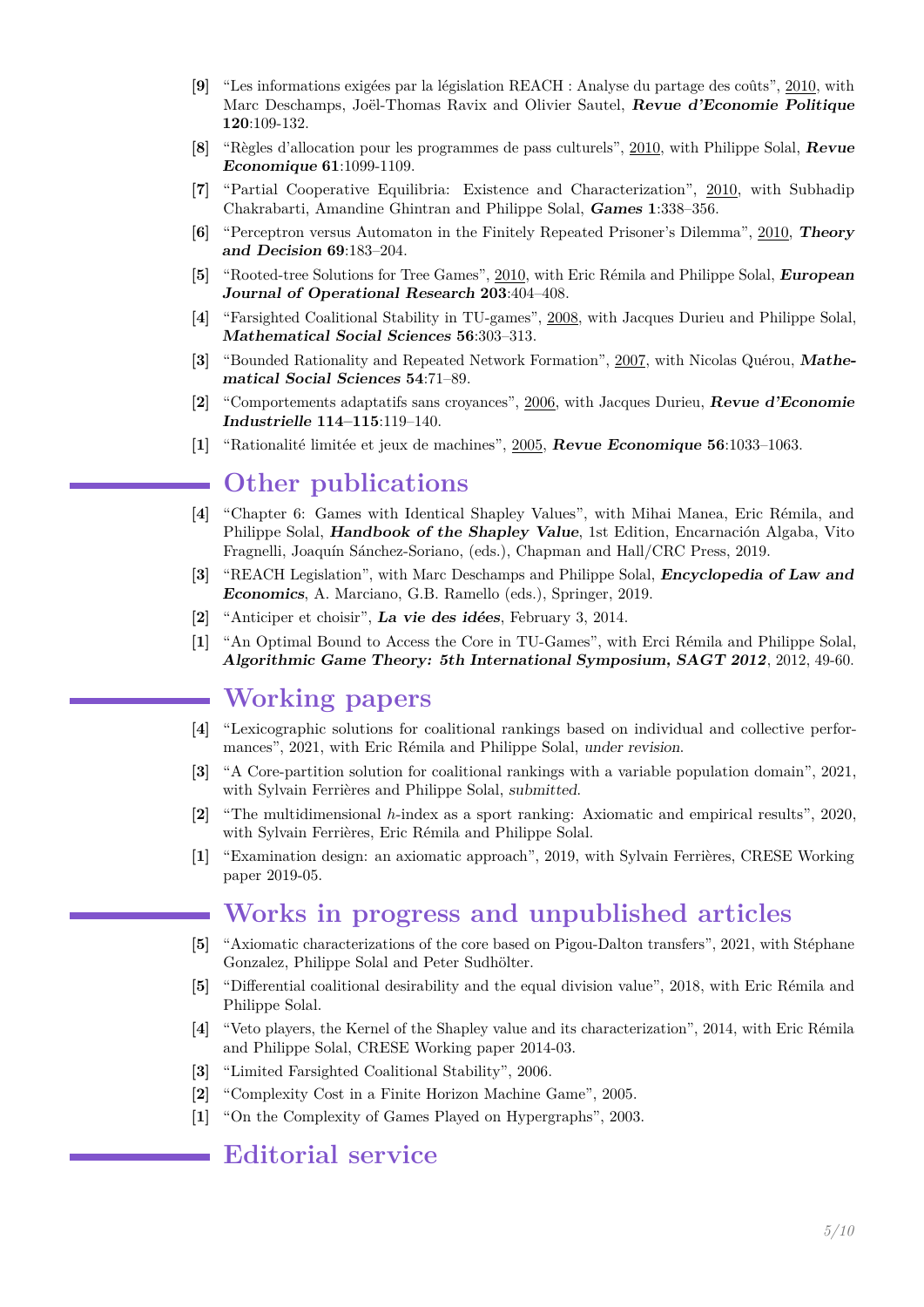**[9]** "Les informations exigées par la législation REACH : Analyse du partage des coûts", 2010, with Marc Deschamps, Joël-Thomas Ravix and Olivier Sautel, ***Revue d'Economie Politique*** **120**:109-132.

**[8]** "Règles d'allocation pour les programmes de pass culturels", 2010, with Philippe Solal, ***Revue Economique*** **61**:1099-1109.

**[7]** "Partial Cooperative Equilibria: Existence and Characterization", 2010, with Subhadip Chakrabarti, Amandine Ghintran and Philippe Solal, ***Games*** **1**:338–356.

**[6]** "Perceptron versus Automaton in the Finitely Repeated Prisoner's Dilemma", 2010, ***Theory and Decision*** **69**:183–204.

**[5]** "Rooted-tree Solutions for Tree Games", 2010, with Eric Rémila and Philippe Solal, ***European Journal of Operational Research*** **203**:404–408.

**[4]** "Farsighted Coalitional Stability in TU-games", 2008, with Jacques Durieu and Philippe Solal, ***Mathematical Social Sciences*** **56**:303–313.

**[3]** "Bounded Rationality and Repeated Network Formation", 2007, with Nicolas Quérou, ***Mathematical Social Sciences*** **54**:71–89.

**[2]** "Comportements adaptatifs sans croyances", 2006, with Jacques Durieu, ***Revue d'Economie Industrielle*** **114–115**:119–140.

**[1]** "Rationalité limitée et jeux de machines", 2005, ***Revue Economique*** **56**:1033–1063.

## Other publications

**[4]** "Chapter 6: Games with Identical Shapley Values", with Mihai Manea, Eric Rémila, and Philippe Solal, ***Handbook of the Shapley Value***, 1st Edition, Encarnación Algaba, Vito Fragnelli, Joaquín Sánchez-Soriano, (eds.), Chapman and Hall/CRC Press, 2019.

**[3]** "REACH Legislation", with Marc Deschamps and Philippe Solal, ***Encyclopedia of Law and Economics***, A. Marciano, G.B. Ramello (eds.), Springer, 2019.

**[2]** "Anticiper et choisir", ***La vie des idées***, February 3, 2014.

**[1]** "An Optimal Bound to Access the Core in TU-Games", with Erci Rémila and Philippe Solal, ***Algorithmic Game Theory: 5th International Symposium, SAGT 2012***, 2012, 49-60.

## Working papers

**[4]** "Lexicographic solutions for coalitional rankings based on individual and collective performances", 2021, with Eric Rémila and Philippe Solal, *under revision*.

**[3]** "A Core-partition solution for coalitional rankings with a variable population domain", 2021, with Sylvain Ferrières and Philippe Solal, *submitted*.

**[2]** "The multidimensional $h$-index as a sport ranking: Axiomatic and empirical results", 2020, with Sylvain Ferrières, Eric Rémila and Philippe Solal.

**[1]** "Examination design: an axiomatic approach", 2019, with Sylvain Ferrières, CRESE Working paper 2019-05.

## Works in progress and unpublished articles

**[5]** "Axiomatic characterizations of the core based on Pigou-Dalton transfers", 2021, with Stéphane Gonzalez, Philippe Solal and Peter Sudhölter.

**[5]** "Differential coalitional desirability and the equal division value", 2018, with Eric Rémila and Philippe Solal.

**[4]** "Veto players, the Kernel of the Shapley value and its characterization", 2014, with Eric Rémila and Philippe Solal, CRESE Working paper 2014-03.

**[3]** "Limited Farsighted Coalitional Stability", 2006.

**[2]** "Complexity Cost in a Finite Horizon Machine Game", 2005.

**[1]** "On the Complexity of Games Played on Hypergraphs", 2003.

## Editorial service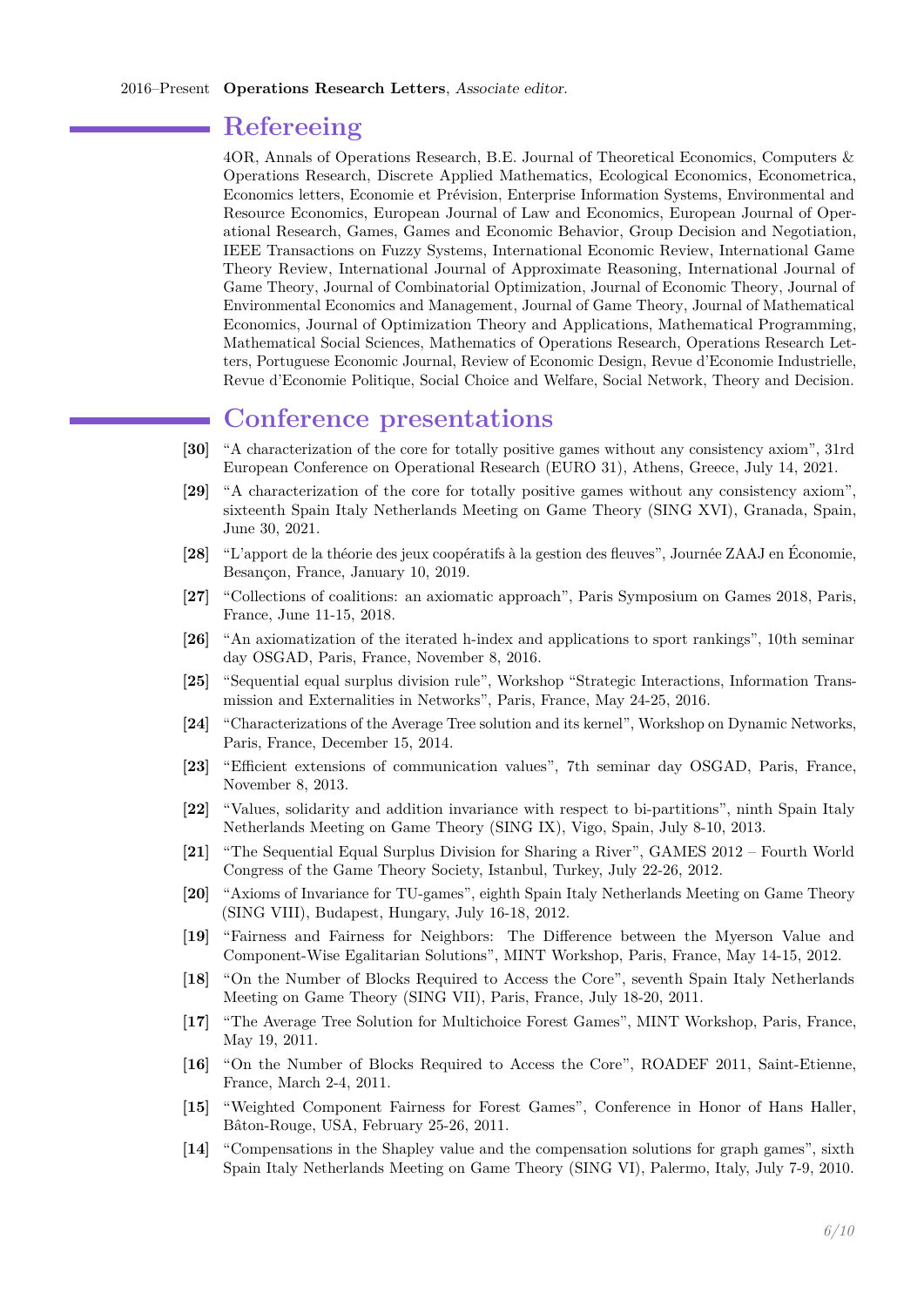2016–Present **Operations Research Letters**, *Associate editor*.

## Refereeing

4OR, Annals of Operations Research, B.E. Journal of Theoretical Economics, Computers & Operations Research, Discrete Applied Mathematics, Ecological Economics, Econometrica, Economics letters, Economie et Prévision, Enterprise Information Systems, Environmental and Resource Economics, European Journal of Law and Economics, European Journal of Operational Research, Games, Games and Economic Behavior, Group Decision and Negotiation, IEEE Transactions on Fuzzy Systems, International Economic Review, International Game Theory Review, International Journal of Approximate Reasoning, International Journal of Game Theory, Journal of Combinatorial Optimization, Journal of Economic Theory, Journal of Environmental Economics and Management, Journal of Game Theory, Journal of Mathematical Economics, Journal of Optimization Theory and Applications, Mathematical Programming, Mathematical Social Sciences, Mathematics of Operations Research, Operations Research Letters, Portuguese Economic Journal, Review of Economic Design, Revue d'Economie Industrielle, Revue d'Economie Politique, Social Choice and Welfare, Social Network, Theory and Decision.

## Conference presentations

**[30]** "A characterization of the core for totally positive games without any consistency axiom", 31rd European Conference on Operational Research (EURO 31), Athens, Greece, July 14, 2021.

**[29]** "A characterization of the core for totally positive games without any consistency axiom", sixteenth Spain Italy Netherlands Meeting on Game Theory (SING XVI), Granada, Spain, June 30, 2021.

**[28]** "L'apport de la théorie des jeux coopératifs à la gestion des fleuves", Journée ZAAJ en Économie, Besançon, France, January 10, 2019.

**[27]** "Collections of coalitions: an axiomatic approach", Paris Symposium on Games 2018, Paris, France, June 11-15, 2018.

**[26]** "An axiomatization of the iterated h-index and applications to sport rankings", 10th seminar day OSGAD, Paris, France, November 8, 2016.

**[25]** "Sequential equal surplus division rule", Workshop "Strategic Interactions, Information Transmission and Externalities in Networks", Paris, France, May 24-25, 2016.

**[24]** "Characterizations of the Average Tree solution and its kernel", Workshop on Dynamic Networks, Paris, France, December 15, 2014.

**[23]** "Efficient extensions of communication values", 7th seminar day OSGAD, Paris, France, November 8, 2013.

**[22]** "Values, solidarity and addition invariance with respect to bi-partitions", ninth Spain Italy Netherlands Meeting on Game Theory (SING IX), Vigo, Spain, July 8-10, 2013.

**[21]** "The Sequential Equal Surplus Division for Sharing a River", GAMES 2012 – Fourth World Congress of the Game Theory Society, Istanbul, Turkey, July 22-26, 2012.

**[20]** "Axioms of Invariance for TU-games", eighth Spain Italy Netherlands Meeting on Game Theory (SING VIII), Budapest, Hungary, July 16-18, 2012.

**[19]** "Fairness and Fairness for Neighbors: The Difference between the Myerson Value and Component-Wise Egalitarian Solutions", MINT Workshop, Paris, France, May 14-15, 2012.

**[18]** "On the Number of Blocks Required to Access the Core", seventh Spain Italy Netherlands Meeting on Game Theory (SING VII), Paris, France, July 18-20, 2011.

**[17]** "The Average Tree Solution for Multichoice Forest Games", MINT Workshop, Paris, France, May 19, 2011.

**[16]** "On the Number of Blocks Required to Access the Core", ROADEF 2011, Saint-Etienne, France, March 2-4, 2011.

**[15]** "Weighted Component Fairness for Forest Games", Conference in Honor of Hans Haller, Bâton-Rouge, USA, February 25-26, 2011.

**[14]** "Compensations in the Shapley value and the compensation solutions for graph games", sixth Spain Italy Netherlands Meeting on Game Theory (SING VI), Palermo, Italy, July 7-9, 2010.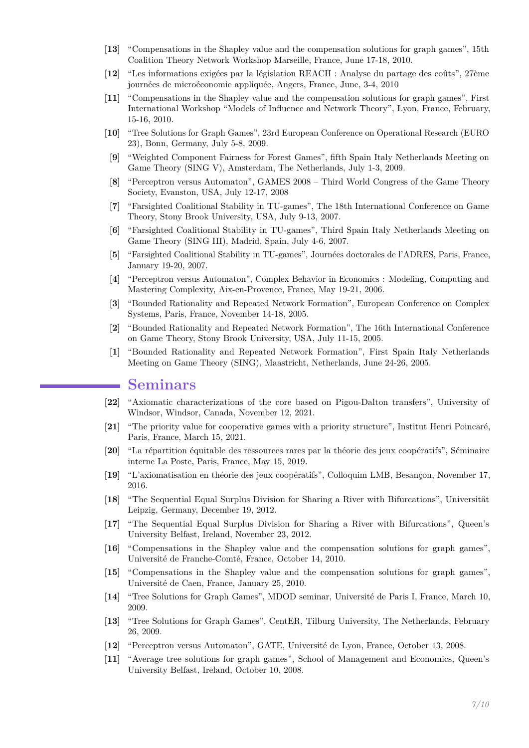**[13]** "Compensations in the Shapley value and the compensation solutions for graph games", 15th Coalition Theory Network Workshop Marseille, France, June 17-18, 2010.

**[12]** "Les informations exigées par la législation REACH : Analyse du partage des coûts", 27ème journées de microéconomie appliquée, Angers, France, June, 3-4, 2010

**[11]** "Compensations in the Shapley value and the compensation solutions for graph games", First International Workshop "Models of Influence and Network Theory", Lyon, France, February, 15-16, 2010.

**[10]** "Tree Solutions for Graph Games", 23rd European Conference on Operational Research (EURO 23), Bonn, Germany, July 5-8, 2009.

**[9]** "Weighted Component Fairness for Forest Games", fifth Spain Italy Netherlands Meeting on Game Theory (SING V), Amsterdam, The Netherlands, July 1-3, 2009.

**[8]** "Perceptron versus Automaton", GAMES 2008 – Third World Congress of the Game Theory Society, Evanston, USA, July 12-17, 2008

**[7]** "Farsighted Coalitional Stability in TU-games", The 18th International Conference on Game Theory, Stony Brook University, USA, July 9-13, 2007.

**[6]** "Farsighted Coalitional Stability in TU-games", Third Spain Italy Netherlands Meeting on Game Theory (SING III), Madrid, Spain, July 4-6, 2007.

**[5]** "Farsighted Coalitional Stability in TU-games", Journées doctorales de l'ADRES, Paris, France, January 19-20, 2007.

**[4]** "Perceptron versus Automaton", Complex Behavior in Economics : Modeling, Computing and Mastering Complexity, Aix-en-Provence, France, May 19-21, 2006.

**[3]** "Bounded Rationality and Repeated Network Formation", European Conference on Complex Systems, Paris, France, November 14-18, 2005.

**[2]** "Bounded Rationality and Repeated Network Formation", The 16th International Conference on Game Theory, Stony Brook University, USA, July 11-15, 2005.

**[1]** "Bounded Rationality and Repeated Network Formation", First Spain Italy Netherlands Meeting on Game Theory (SING), Maastricht, Netherlands, June 24-26, 2005.

## Seminars

**[22]** "Axiomatic characterizations of the core based on Pigou-Dalton transfers", University of Windsor, Windsor, Canada, November 12, 2021.

**[21]** "The priority value for cooperative games with a priority structure", Institut Henri Poincaré, Paris, France, March 15, 2021.

**[20]** "La répartition équitable des ressources rares par la théorie des jeux coopératifs", Séminaire interne La Poste, Paris, France, May 15, 2019.

**[19]** "L'axiomatisation en théorie des jeux coopératifs", Colloquim LMB, Besançon, November 17, 2016.

**[18]** "The Sequential Equal Surplus Division for Sharing a River with Bifurcations", Universität Leipzig, Germany, December 19, 2012.

**[17]** "The Sequential Equal Surplus Division for Sharing a River with Bifurcations", Queen's University Belfast, Ireland, November 23, 2012.

**[16]** "Compensations in the Shapley value and the compensation solutions for graph games", Université de Franche-Comté, France, October 14, 2010.

**[15]** "Compensations in the Shapley value and the compensation solutions for graph games", Université de Caen, France, January 25, 2010.

**[14]** "Tree Solutions for Graph Games", MDOD seminar, Université de Paris I, France, March 10, 2009.

**[13]** "Tree Solutions for Graph Games", CentER, Tilburg University, The Netherlands, February 26, 2009.

**[12]** "Perceptron versus Automaton", GATE, Université de Lyon, France, October 13, 2008.

**[11]** "Average tree solutions for graph games", School of Management and Economics, Queen's University Belfast, Ireland, October 10, 2008.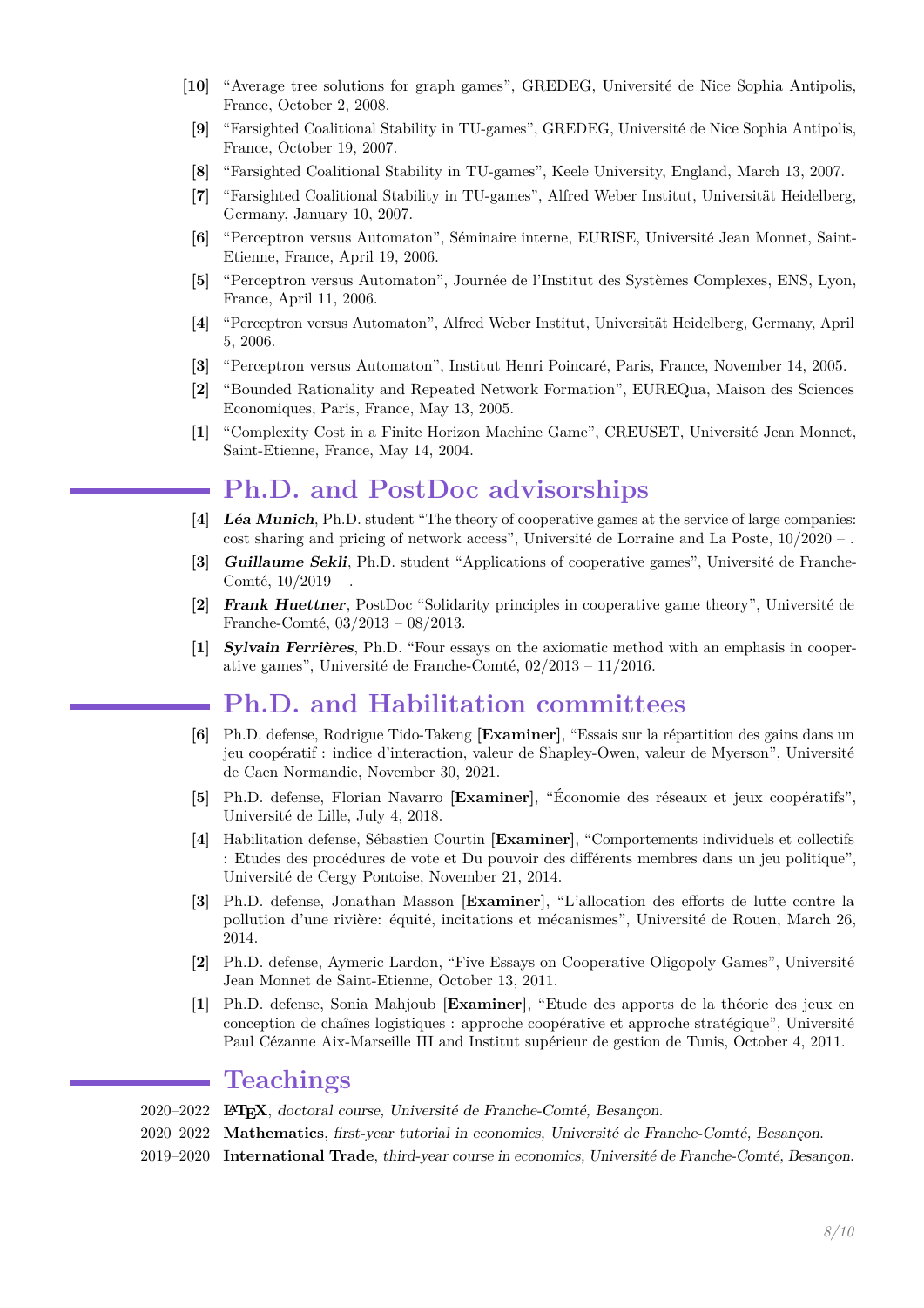**[10]** “Average tree solutions for graph games”, GREDEG, Université de Nice Sophia Antipolis, France, October 2, 2008.

**[9]** “Farsighted Coalitional Stability in TU-games”, GREDEG, Université de Nice Sophia Antipolis, France, October 19, 2007.

**[8]** “Farsighted Coalitional Stability in TU-games”, Keele University, England, March 13, 2007.

**[7]** “Farsighted Coalitional Stability in TU-games”, Alfred Weber Institut, Universität Heidelberg, Germany, January 10, 2007.

**[6]** “Perceptron versus Automaton”, Séminaire interne, EURISE, Université Jean Monnet, Saint-Etienne, France, April 19, 2006.

**[5]** “Perceptron versus Automaton”, Journée de l’Institut des Systèmes Complexes, ENS, Lyon, France, April 11, 2006.

**[4]** “Perceptron versus Automaton”, Alfred Weber Institut, Universität Heidelberg, Germany, April 5, 2006.

**[3]** “Perceptron versus Automaton”, Institut Henri Poincaré, Paris, France, November 14, 2005.

**[2]** “Bounded Rationality and Repeated Network Formation”, EUREQua, Maison des Sciences Economiques, Paris, France, May 13, 2005.

**[1]** “Complexity Cost in a Finite Horizon Machine Game”, CREUSET, Université Jean Monnet, Saint-Etienne, France, May 14, 2004.

## Ph.D. and PostDoc advisorships

**[4]** ***Léa Munich***, Ph.D. student “The theory of cooperative games at the service of large companies: cost sharing and pricing of network access”, Université de Lorraine and La Poste, 10/2020 – .

**[3]** ***Guillaume Sekli***, Ph.D. student “Applications of cooperative games”, Université de Franche-Comté, 10/2019 – .

**[2]** ***Frank Huettner***, PostDoc “Solidarity principles in cooperative game theory”, Université de Franche-Comté, 03/2013 – 08/2013.

**[1]** ***Sylvain Ferrières***, Ph.D. “Four essays on the axiomatic method with an emphasis in cooperative games”, Université de Franche-Comté, 02/2013 – 11/2016.

## Ph.D. and Habilitation committees

**[6]** Ph.D. defense, Rodrigue Tido-Takeng [**Examiner**], “Essais sur la répartition des gains dans un jeu coopératif : indice d’interaction, valeur de Shapley-Owen, valeur de Myerson”, Université de Caen Normandie, November 30, 2021.

**[5]** Ph.D. defense, Florian Navarro [**Examiner**], “Économie des réseaux et jeux coopératifs”, Université de Lille, July 4, 2018.

**[4]** Habilitation defense, Sébastien Courtin [**Examiner**], “Comportements individuels et collectifs : Etudes des procédures de vote et Du pouvoir des différents membres dans un jeu politique”, Université de Cergy Pontoise, November 21, 2014.

**[3]** Ph.D. defense, Jonathan Masson [**Examiner**], “L’allocation des efforts de lutte contre la pollution d’une rivière: équité, incitations et mécanismes”, Université de Rouen, March 26, 2014.

**[2]** Ph.D. defense, Aymeric Lardon, “Five Essays on Cooperative Oligopoly Games”, Université Jean Monnet de Saint-Etienne, October 13, 2011.

**[1]** Ph.D. defense, Sonia Mahjoub [**Examiner**], “Etude des apports de la théorie des jeux en conception de chaînes logistiques : approche coopérative et approche stratégique”, Université Paul Cézanne Aix-Marseille III and Institut supérieur de gestion de Tunis, October 4, 2011.

## Teachings

2020–2022 **LaTeX**, *doctoral course, Université de Franche-Comté, Besançon.*

2020–2022 **Mathematics**, *first-year tutorial in economics, Université de Franche-Comté, Besançon.*

2019–2020 **International Trade**, *third-year course in economics, Université de Franche-Comté, Besançon.*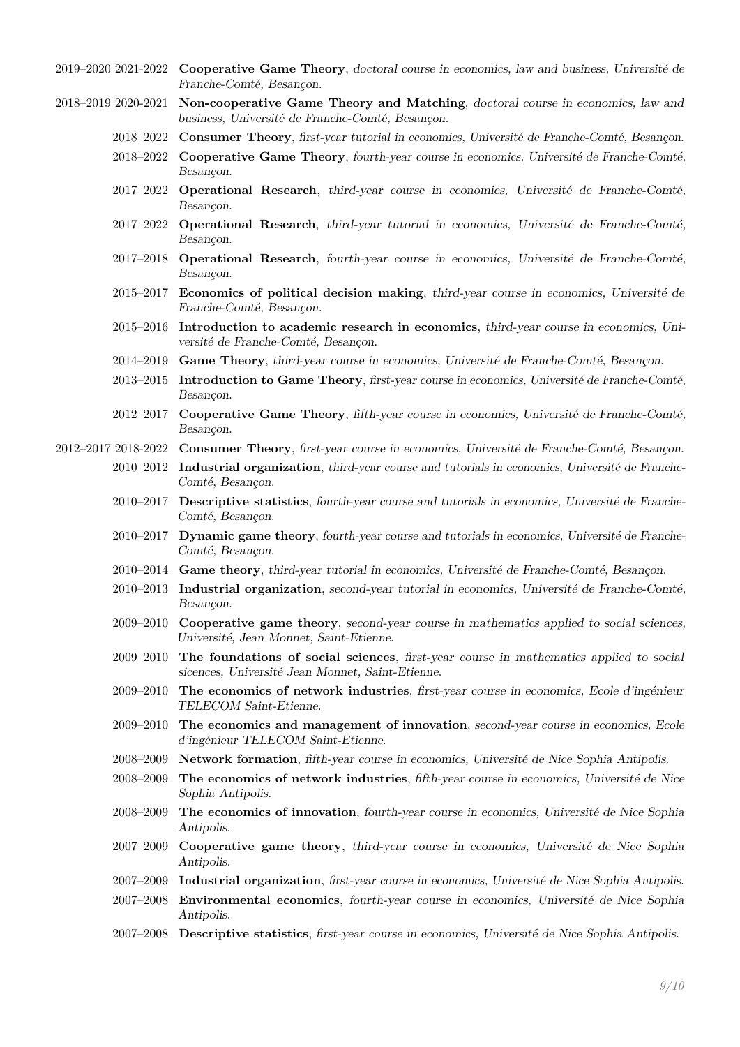2019–2020 2021-2022 **Cooperative Game Theory**, *doctoral course in economics, law and business, Université de Franche-Comté, Besançon.*

2018–2019 2020-2021 **Non-cooperative Game Theory and Matching**, *doctoral course in economics, law and business, Université de Franche-Comté, Besançon.*

2018–2022 **Consumer Theory**, *first-year tutorial in economics, Université de Franche-Comté, Besançon.*

2018–2022 **Cooperative Game Theory**, *fourth-year course in economics, Université de Franche-Comté, Besançon.*

2017–2022 **Operational Research**, *third-year course in economics, Université de Franche-Comté, Besançon.*

2017–2022 **Operational Research**, *third-year tutorial in economics, Université de Franche-Comté, Besançon.*

2017–2018 **Operational Research**, *fourth-year course in economics, Université de Franche-Comté, Besançon.*

2015–2017 **Economics of political decision making**, *third-year course in economics, Université de Franche-Comté, Besançon.*

2015–2016 **Introduction to academic research in economics**, *third-year course in economics, Université de Franche-Comté, Besançon.*

2014–2019 **Game Theory**, *third-year course in economics, Université de Franche-Comté, Besançon.*

2013–2015 **Introduction to Game Theory**, *first-year course in economics, Université de Franche-Comté, Besançon.*

2012–2017 **Cooperative Game Theory**, *fifth-year course in economics, Université de Franche-Comté, Besançon.*

2012–2017 2018-2022 **Consumer Theory**, *first-year course in economics, Université de Franche-Comté, Besançon.*

2010–2012 **Industrial organization**, *third-year course and tutorials in economics, Université de Franche-Comté, Besançon.*

2010–2017 **Descriptive statistics**, *fourth-year course and tutorials in economics, Université de Franche-Comté, Besançon.*

2010–2017 **Dynamic game theory**, *fourth-year course and tutorials in economics, Université de Franche-Comté, Besançon.*

2010–2014 **Game theory**, *third-year tutorial in economics, Université de Franche-Comté, Besançon.*

2010–2013 **Industrial organization**, *second-year tutorial in economics, Université de Franche-Comté, Besançon.*

2009–2010 **Cooperative game theory**, *second-year course in mathematics applied to social sciences, Université, Jean Monnet, Saint-Etienne.*

2009–2010 **The foundations of social sciences**, *first-year course in mathematics applied to social sicences, Université Jean Monnet, Saint-Etienne.*

2009–2010 **The economics of network industries**, *first-year course in economics, Ecole d'ingénieur TELECOM Saint-Etienne.*

2009–2010 **The economics and management of innovation**, *second-year course in economics, Ecole d'ingénieur TELECOM Saint-Etienne.*

2008–2009 **Network formation**, *fifth-year course in economics, Université de Nice Sophia Antipolis.*

2008–2009 **The economics of network industries**, *fifth-year course in economics, Université de Nice Sophia Antipolis.*

2008–2009 **The economics of innovation**, *fourth-year course in economics, Université de Nice Sophia Antipolis.*

2007–2009 **Cooperative game theory**, *third-year course in economics, Université de Nice Sophia Antipolis.*

2007–2009 **Industrial organization**, *first-year course in economics, Université de Nice Sophia Antipolis.*

2007–2008 **Environmental economics**, *fourth-year course in economics, Université de Nice Sophia Antipolis.*

2007–2008 **Descriptive statistics**, *first-year course in economics, Université de Nice Sophia Antipolis.*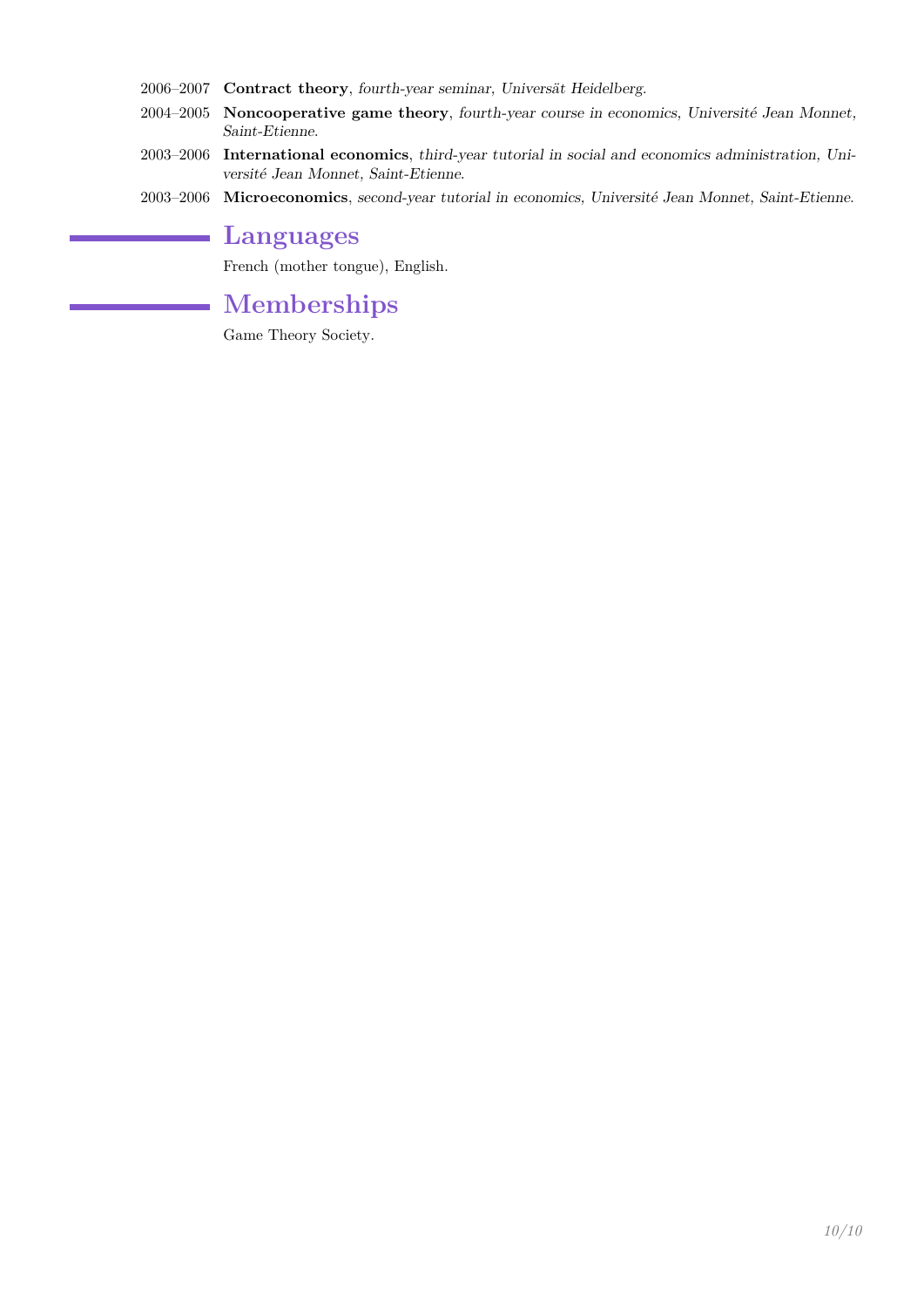2006–2007 **Contract theory**, *fourth-year seminar, Universät Heidelberg.*

2004–2005 **Noncooperative game theory**, *fourth-year course in economics, Université Jean Monnet, Saint-Etienne.*

2003–2006 **International economics**, *third-year tutorial in social and economics administration, Université Jean Monnet, Saint-Etienne.*

2003–2006 **Microeconomics**, *second-year tutorial in economics, Université Jean Monnet, Saint-Etienne.*

## Languages

French (mother tongue), English.

## Memberships

Game Theory Society.